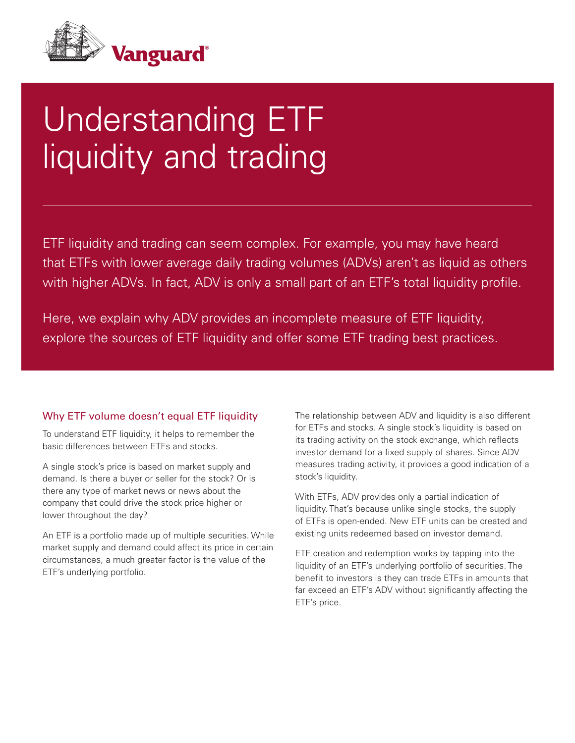Vanguard

# Understanding ETF liquidity and trading

ETF liquidity and trading can seem complex. For example, you may have heard that ETFs with lower average daily trading volumes (ADVs) aren't as liquid as others with higher ADVs. In fact, ADV is only a small part of an ETF's total liquidity profile.

Here, we explain why ADV provides an incomplete measure of ETF liquidity, explore the sources of ETF liquidity and offer some ETF trading best practices.

## Why ETF volume doesn't equal ETF liquidity

To understand ETF liquidity, it helps to remember the basic differences between ETFs and stocks.

A single stock's price is based on market supply and demand. Is there a buyer or seller for the stock? Or is there any type of market news or news about the company that could drive the stock price higher or lower throughout the day?

An ETF is a portfolio made up of multiple securities. While market supply and demand could affect its price in certain circumstances, a much greater factor is the value of the ETF's underlying portfolio.

The relationship between ADV and liquidity is also different for ETFs and stocks. A single stock's liquidity is based on its trading activity on the stock exchange, which reflects investor demand for a fixed supply of shares. Since ADV measures trading activity, it provides a good indication of a stock's liquidity.

With ETFs, ADV provides only a partial indication of liquidity. That's because unlike single stocks, the supply of ETFs is open-ended. New ETF units can be created and existing units redeemed based on investor demand.

ETF creation and redemption works by tapping into the liquidity of an ETF's underlying portfolio of securities. The benefit to investors is they can trade ETFs in amounts that far exceed an ETF's ADV without significantly affecting the ETF's price.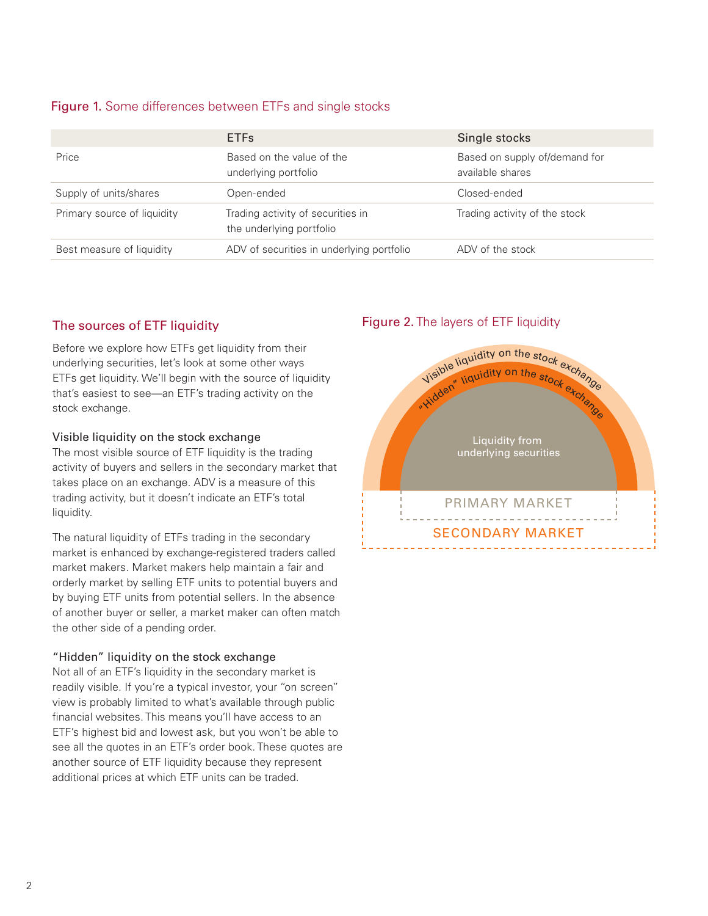Figure 1. Some differences between ETFs and single stocks

| | ETFs | Single stocks |
|---|---|---|
| Price | Based on the value of the underlying portfolio | Based on supply of/demand for available shares |
| Supply of units/shares | Open-ended | Closed-ended |
| Primary source of liquidity | Trading activity of securities in the underlying portfolio | Trading activity of the stock |
| Best measure of liquidity | ADV of securities in underlying portfolio | ADV of the stock |

## The sources of ETF liquidity

Before we explore how ETFs get liquidity from their underlying securities, let's look at some other ways ETFs get liquidity. We'll begin with the source of liquidity that's easiest to see—an ETF's trading activity on the stock exchange.

### Visible liquidity on the stock exchange

The most visible source of ETF liquidity is the trading activity of buyers and sellers in the secondary market that takes place on an exchange. ADV is a measure of this trading activity, but it doesn't indicate an ETF's total liquidity.

The natural liquidity of ETFs trading in the secondary market is enhanced by exchange-registered traders called market makers. Market makers help maintain a fair and orderly market by selling ETF units to potential buyers and by buying ETF units from potential sellers. In the absence of another buyer or seller, a market maker can often match the other side of a pending order.

### "Hidden" liquidity on the stock exchange

Not all of an ETF's liquidity in the secondary market is readily visible. If you're a typical investor, your "on screen" view is probably limited to what's available through public financial websites. This means you'll have access to an ETF's highest bid and lowest ask, but you won't be able to see all the quotes in an ETF's order book. These quotes are another source of ETF liquidity because they represent additional prices at which ETF units can be traded.

Figure 2. The layers of ETF liquidity

Visible liquidity on the stock exchange

"Hidden" liquidity on the stock exchange

Liquidity from underlying securities

PRIMARY MARKET

SECONDARY MARKET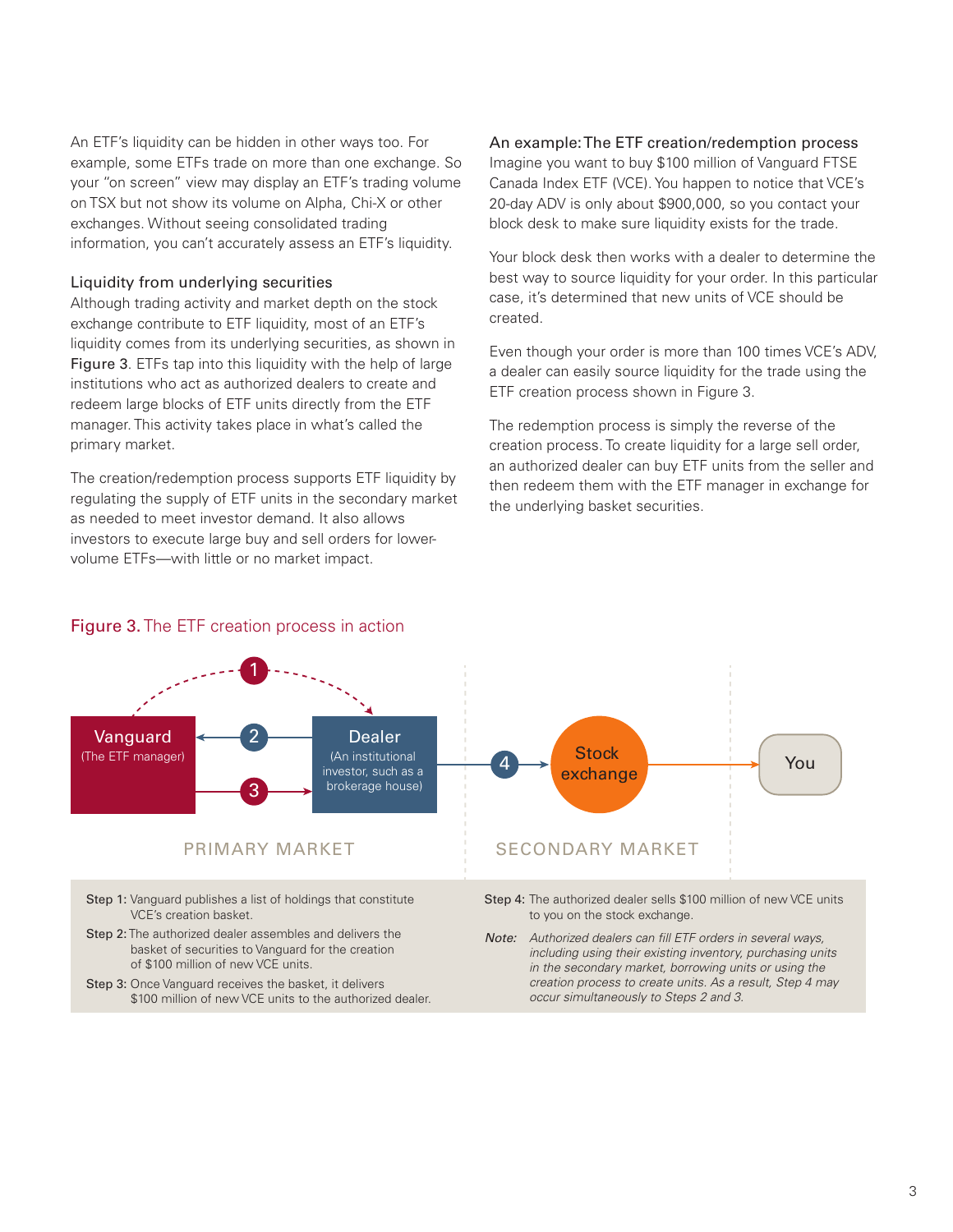An ETF's liquidity can be hidden in other ways too. For example, some ETFs trade on more than one exchange. So your "on screen" view may display an ETF's trading volume on TSX but not show its volume on Alpha, Chi-X or other exchanges. Without seeing consolidated trading information, you can't accurately assess an ETF's liquidity.

### Liquidity from underlying securities

Although trading activity and market depth on the stock exchange contribute to ETF liquidity, most of an ETF's liquidity comes from its underlying securities, as shown in Figure 3. ETFs tap into this liquidity with the help of large institutions who act as authorized dealers to create and redeem large blocks of ETF units directly from the ETF manager. This activity takes place in what's called the primary market.

The creation/redemption process supports ETF liquidity by regulating the supply of ETF units in the secondary market as needed to meet investor demand. It also allows investors to execute large buy and sell orders for lower-volume ETFs—with little or no market impact.

### An example: The ETF creation/redemption process

Imagine you want to buy $100 million of Vanguard FTSE Canada Index ETF (VCE). You happen to notice that VCE's 20-day ADV is only about $900,000, so you contact your block desk to make sure liquidity exists for the trade.

Your block desk then works with a dealer to determine the best way to source liquidity for your order. In this particular case, it's determined that new units of VCE should be created.

Even though your order is more than 100 times VCE's ADV, a dealer can easily source liquidity for the trade using the ETF creation process shown in Figure 3.

The redemption process is simply the reverse of the creation process. To create liquidity for a large sell order, an authorized dealer can buy ETF units from the seller and then redeem them with the ETF manager in exchange for the underlying basket securities.

**Figure 3.** The ETF creation process in action

Vanguard (The ETF manager) — 1 — 2 — 3 — Dealer (An institutional investor, such as a brokerage house) — 4 — Stock exchange — You

PRIMARY MARKET | SECONDARY MARKET

**Step 1:** Vanguard publishes a list of holdings that constitute VCE's creation basket.

**Step 2:** The authorized dealer assembles and delivers the basket of securities to Vanguard for the creation of $100 million of new VCE units.

**Step 3:** Once Vanguard receives the basket, it delivers $100 million of new VCE units to the authorized dealer.

**Step 4:** The authorized dealer sells $100 million of new VCE units to you on the stock exchange.

*Note: Authorized dealers can fill ETF orders in several ways, including using their existing inventory, purchasing units in the secondary market, borrowing units or using the creation process to create units. As a result, Step 4 may occur simultaneously to Steps 2 and 3.*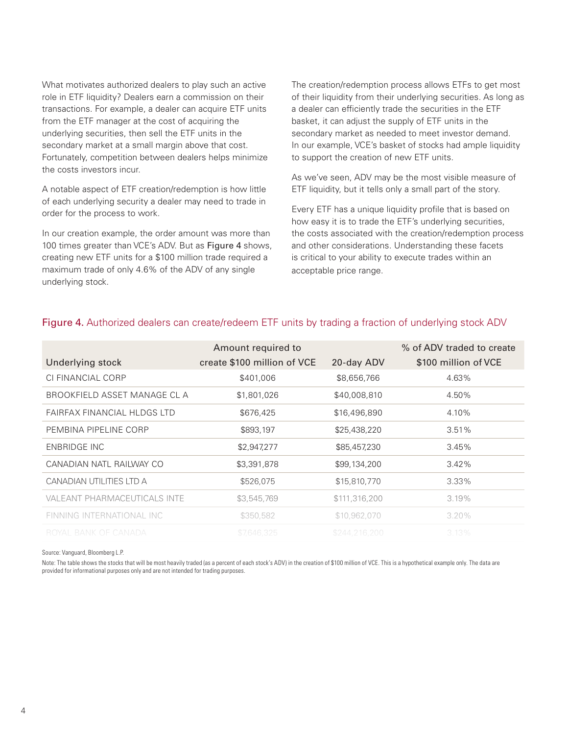What motivates authorized dealers to play such an active role in ETF liquidity? Dealers earn a commission on their transactions. For example, a dealer can acquire ETF units from the ETF manager at the cost of acquiring the underlying securities, then sell the ETF units in the secondary market at a small margin above that cost. Fortunately, competition between dealers helps minimize the costs investors incur.

A notable aspect of ETF creation/redemption is how little of each underlying security a dealer may need to trade in order for the process to work.

In our creation example, the order amount was more than 100 times greater than VCE's ADV. But as **Figure 4** shows, creating new ETF units for a $100 million trade required a maximum trade of only 4.6% of the ADV of any single underlying stock.

The creation/redemption process allows ETFs to get most of their liquidity from their underlying securities. As long as a dealer can efficiently trade the securities in the ETF basket, it can adjust the supply of ETF units in the secondary market as needed to meet investor demand. In our example, VCE's basket of stocks had ample liquidity to support the creation of new ETF units.

As we've seen, ADV may be the most visible measure of ETF liquidity, but it tells only a small part of the story.

Every ETF has a unique liquidity profile that is based on how easy it is to trade the ETF's underlying securities, the costs associated with the creation/redemption process and other considerations. Understanding these facets is critical to your ability to execute trades within an acceptable price range.

**Figure 4.** Authorized dealers can create/redeem ETF units by trading a fraction of underlying stock ADV

| Underlying stock | Amount required to create $100 million of VCE | 20-day ADV | % of ADV traded to create $100 million of VCE |
|---|---|---|---|
| CI FINANCIAL CORP | $401,006 | $8,656,766 | 4.63% |
| BROOKFIELD ASSET MANAGE CL A | $1,801,026 | $40,008,810 | 4.50% |
| FAIRFAX FINANCIAL HLDGS LTD | $676,425 | $16,496,890 | 4.10% |
| PEMBINA PIPELINE CORP | $893,197 | $25,438,220 | 3.51% |
| ENBRIDGE INC | $2,947,277 | $85,457,230 | 3.45% |
| CANADIAN NATL RAILWAY CO | $3,391,878 | $99,134,200 | 3.42% |
| CANADIAN UTILITIES LTD A | $526,075 | $15,810,770 | 3.33% |
| VALEANT PHARMACEUTICALS INTE | $3,545,769 | $111,316,200 | 3.19% |
| FINNING INTERNATIONAL INC | $350,582 | $10,962,070 | 3.20% |
| ROYAL BANK OF CANADA | $7,646,325 | $244,216,200 | 3.13% |

Source: Vanguard, Bloomberg L.P.

Note: The table shows the stocks that will be most heavily traded (as a percent of each stock's ADV) in the creation of $100 million of VCE. This is a hypothetical example only. The data are provided for informational purposes only and are not intended for trading purposes.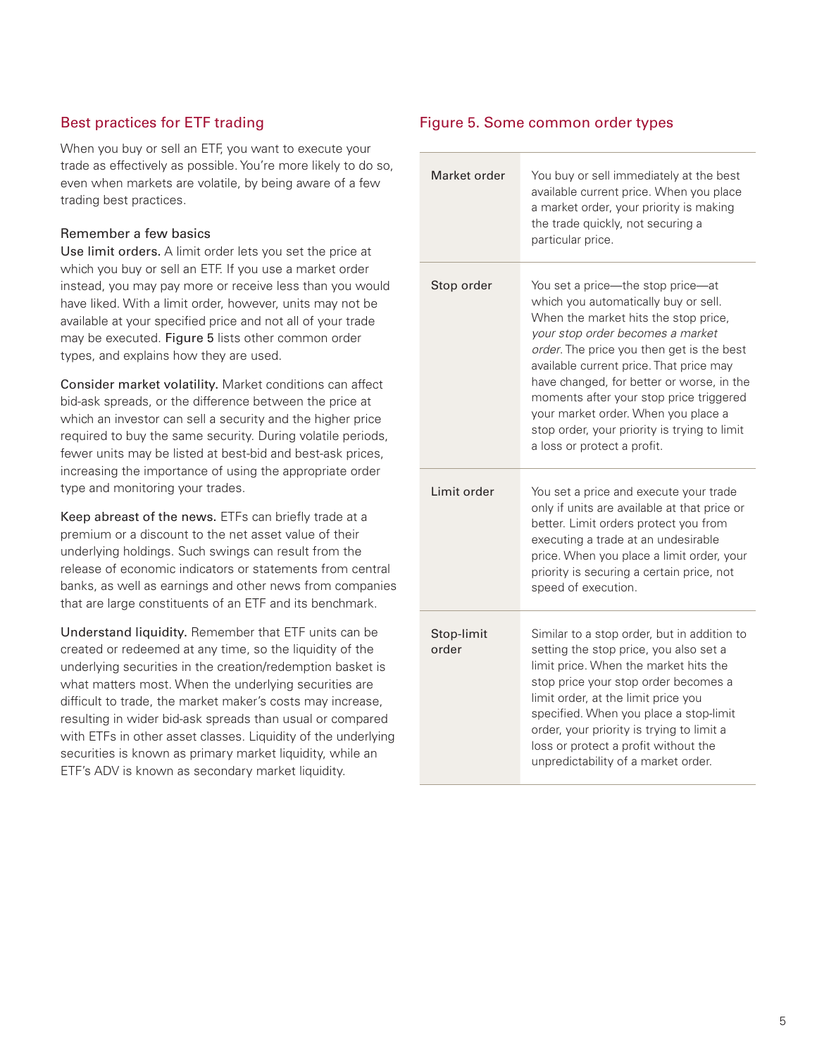## Best practices for ETF trading

When you buy or sell an ETF, you want to execute your trade as effectively as possible. You're more likely to do so, even when markets are volatile, by being aware of a few trading best practices.

### Remember a few basics

**Use limit orders.** A limit order lets you set the price at which you buy or sell an ETF. If you use a market order instead, you may pay more or receive less than you would have liked. With a limit order, however, units may not be available at your specified price and not all of your trade may be executed. **Figure 5** lists other common order types, and explains how they are used.

**Consider market volatility.** Market conditions can affect bid-ask spreads, or the difference between the price at which an investor can sell a security and the higher price required to buy the same security. During volatile periods, fewer units may be listed at best-bid and best-ask prices, increasing the importance of using the appropriate order type and monitoring your trades.

**Keep abreast of the news.** ETFs can briefly trade at a premium or a discount to the net asset value of their underlying holdings. Such swings can result from the release of economic indicators or statements from central banks, as well as earnings and other news from companies that are large constituents of an ETF and its benchmark.

**Understand liquidity.** Remember that ETF units can be created or redeemed at any time, so the liquidity of the underlying securities in the creation/redemption basket is what matters most. When the underlying securities are difficult to trade, the market maker's costs may increase, resulting in wider bid-ask spreads than usual or compared with ETFs in other asset classes. Liquidity of the underlying securities is known as primary market liquidity, while an ETF's ADV is known as secondary market liquidity.

## Figure 5. Some common order types

| | |
|---|---|
| Market order | You buy or sell immediately at the best available current price. When you place a market order, your priority is making the trade quickly, not securing a particular price. |
| Stop order | You set a price—the stop price—at which you automatically buy or sell. When the market hits the stop price, *your stop order becomes a market order*. The price you then get is the best available current price. That price may have changed, for better or worse, in the moments after your stop price triggered your market order. When you place a stop order, your priority is trying to limit a loss or protect a profit. |
| Limit order | You set a price and execute your trade only if units are available at that price or better. Limit orders protect you from executing a trade at an undesirable price. When you place a limit order, your priority is securing a certain price, not speed of execution. |
| Stop-limit order | Similar to a stop order, but in addition to setting the stop price, you also set a limit price. When the market hits the stop price your stop order becomes a limit order, at the limit price you specified. When you place a stop-limit order, your priority is trying to limit a loss or protect a profit without the unpredictability of a market order. |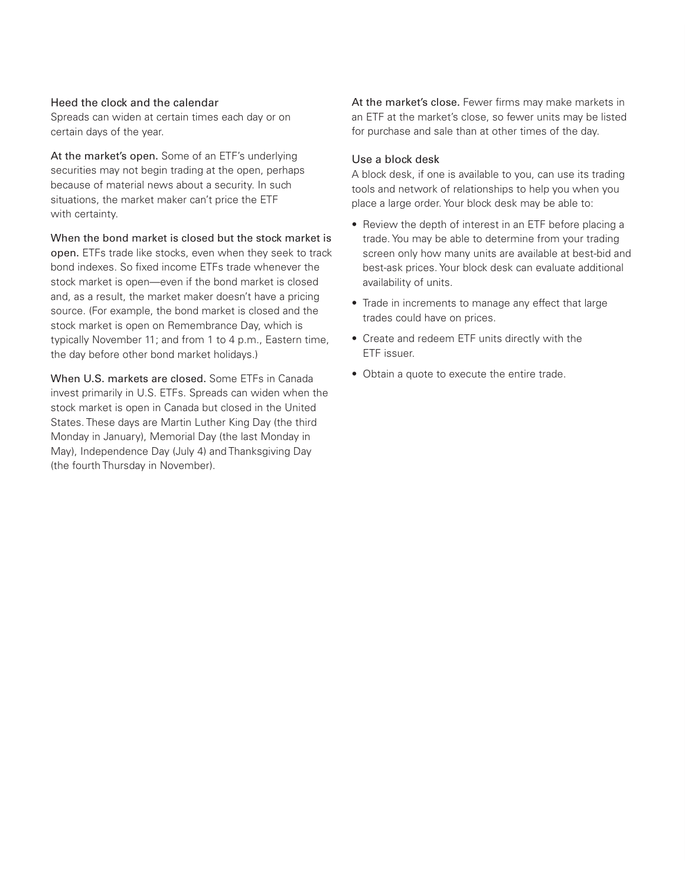### Heed the clock and the calendar

Spreads can widen at certain times each day or on certain days of the year.

**At the market's open.** Some of an ETF's underlying securities may not begin trading at the open, perhaps because of material news about a security. In such situations, the market maker can't price the ETF with certainty.

**When the bond market is closed but the stock market is open.** ETFs trade like stocks, even when they seek to track bond indexes. So fixed income ETFs trade whenever the stock market is open—even if the bond market is closed and, as a result, the market maker doesn't have a pricing source. (For example, the bond market is closed and the stock market is open on Remembrance Day, which is typically November 11; and from 1 to 4 p.m., Eastern time, the day before other bond market holidays.)

**When U.S. markets are closed.** Some ETFs in Canada invest primarily in U.S. ETFs. Spreads can widen when the stock market is open in Canada but closed in the United States. These days are Martin Luther King Day (the third Monday in January), Memorial Day (the last Monday in May), Independence Day (July 4) and Thanksgiving Day (the fourth Thursday in November).

**At the market's close.** Fewer firms may make markets in an ETF at the market's close, so fewer units may be listed for purchase and sale than at other times of the day.

### Use a block desk

A block desk, if one is available to you, can use its trading tools and network of relationships to help you when you place a large order. Your block desk may be able to:

- Review the depth of interest in an ETF before placing a trade. You may be able to determine from your trading screen only how many units are available at best-bid and best-ask prices. Your block desk can evaluate additional availability of units.
- Trade in increments to manage any effect that large trades could have on prices.
- Create and redeem ETF units directly with the ETF issuer.
- Obtain a quote to execute the entire trade.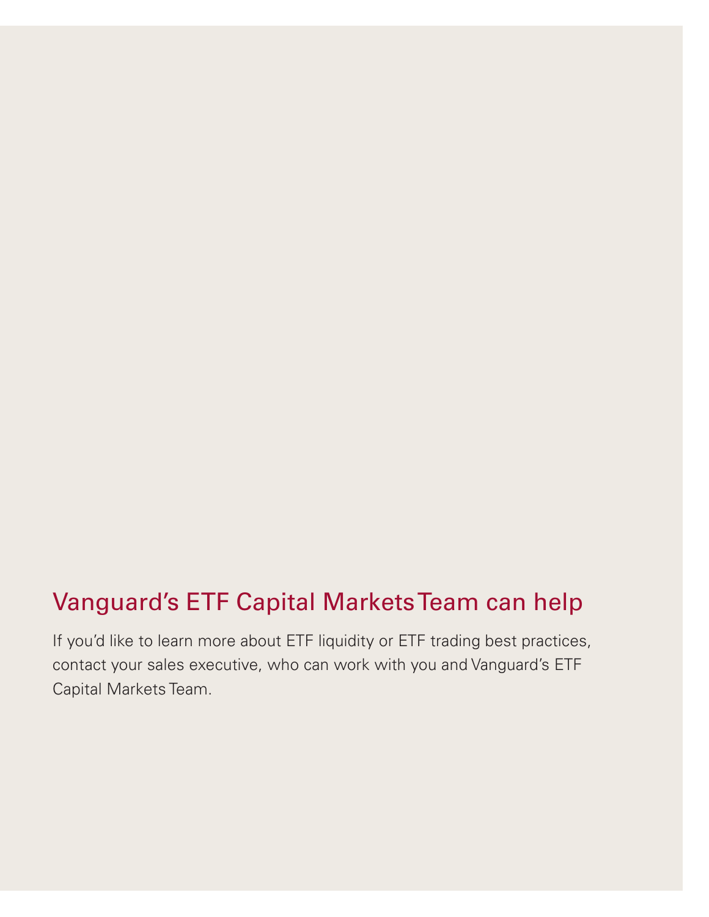## Vanguard's ETF Capital Markets Team can help

If you'd like to learn more about ETF liquidity or ETF trading best practices, contact your sales executive, who can work with you and Vanguard's ETF Capital Markets Team.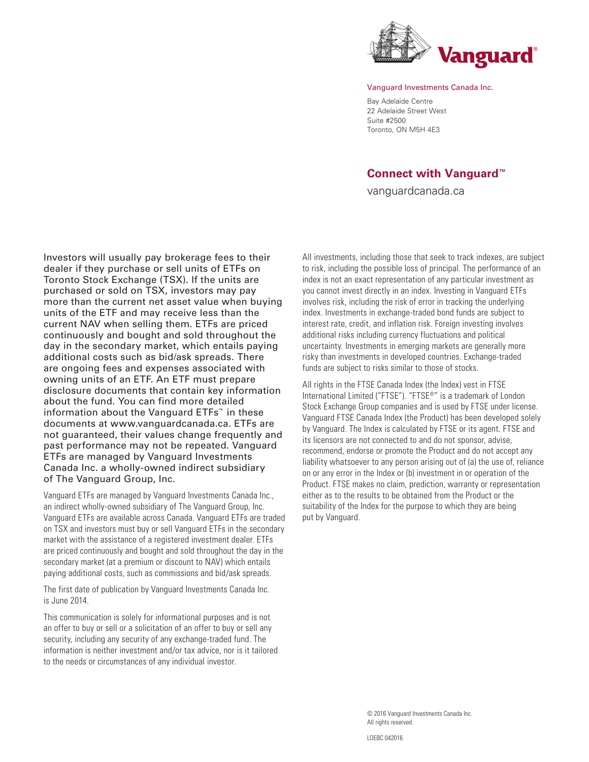Vanguard Investments Canada Inc.

Bay Adelaide Centre
22 Adelaide Street West
Suite #2500
Toronto, ON M5H 4E3

**Connect with Vanguard™**

vanguardcanada.ca

Investors will usually pay brokerage fees to their dealer if they purchase or sell units of ETFs on Toronto Stock Exchange (TSX). If the units are purchased or sold on TSX, investors may pay more than the current net asset value when buying units of the ETF and may receive less than the current NAV when selling them. ETFs are priced continuously and bought and sold throughout the day in the secondary market, which entails paying additional costs such as bid/ask spreads. There are ongoing fees and expenses associated with owning units of an ETF. An ETF must prepare disclosure documents that contain key information about the fund. You can find more detailed information about the Vanguard ETFs™ in these documents at www.vanguardcanada.ca. ETFs are not guaranteed, their values change frequently and past performance may not be repeated. Vanguard ETFs are managed by Vanguard Investments Canada Inc. a wholly-owned indirect subsidiary of The Vanguard Group, Inc.

Vanguard ETFs are managed by Vanguard Investments Canada Inc., an indirect wholly-owned subsidiary of The Vanguard Group, Inc. Vanguard ETFs are available across Canada. Vanguard ETFs are traded on TSX and investors must buy or sell Vanguard ETFs in the secondary market with the assistance of a registered investment dealer. ETFs are priced continuously and bought and sold throughout the day in the secondary market (at a premium or discount to NAV) which entails paying additional costs, such as commissions and bid/ask spreads.

The first date of publication by Vanguard Investments Canada Inc. is June 2014.

This communication is solely for informational purposes and is not an offer to buy or sell or a solicitation of an offer to buy or sell any security, including any security of any exchange-traded fund. The information is neither investment and/or tax advice, nor is it tailored to the needs or circumstances of any individual investor.

All investments, including those that seek to track indexes, are subject to risk, including the possible loss of principal. The performance of an index is not an exact representation of any particular investment as you cannot invest directly in an index. Investing in Vanguard ETFs involves risk, including the risk of error in tracking the underlying index. Investments in exchange-traded bond funds are subject to interest rate, credit, and inflation risk. Foreign investing involves additional risks including currency fluctuations and political uncertainty. Investments in emerging markets are generally more risky than investments in developed countries. Exchange-traded funds are subject to risks similar to those of stocks.

All rights in the FTSE Canada Index (the Index) vest in FTSE International Limited ("FTSE"). "FTSE®" is a trademark of London Stock Exchange Group companies and is used by FTSE under license. Vanguard FTSE Canada Index (the Product) has been developed solely by Vanguard. The Index is calculated by FTSE or its agent. FTSE and its licensors are not connected to and do not sponsor, advise, recommend, endorse or promote the Product and do not accept any liability whatsoever to any person arising out of (a) the use of, reliance on or any error in the Index or (b) investment in or operation of the Product. FTSE makes no claim, prediction, warranty or representation either as to the results to be obtained from the Product or the suitability of the Index for the purpose to which they are being put by Vanguard.

© 2016 Vanguard Investments Canada Inc.
All rights reserved.

LOEBC 042016